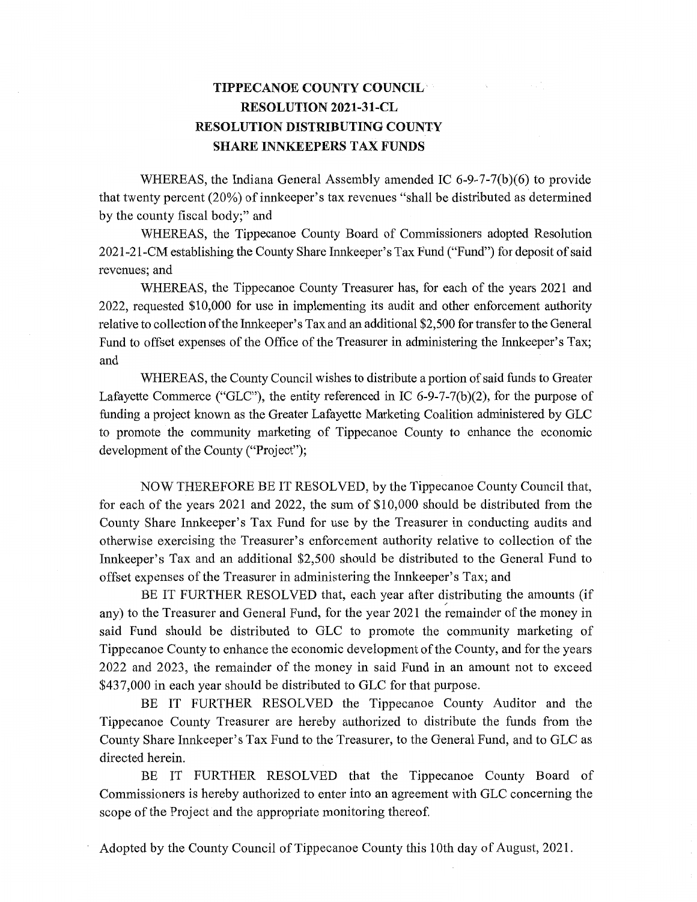# TIPPECANOE COUNTY COUNCIL
# RESOLUTION 2021-31-CL
# RESOLUTION DISTRIBUTING COUNTY SHARE INNKEEPERS TAX FUNDS

WHEREAS, the Indiana General Assembly amended IC 6-9-7-7(b)(6) to provide that twenty percent (20%) of innkeeper's tax revenues "shall be distributed as determined by the county fiscal body;" and

WHEREAS, the Tippecanoe County Board of Commissioners adopted Resolution 2021-21-CM establishing the County Share Innkeeper's Tax Fund ("Fund") for deposit of said revenues; and

WHEREAS, the Tippecanoe County Treasurer has, for each of the years 2021 and 2022, requested $10,000 for use in implementing its audit and other enforcement authority relative to collection of the Innkeeper's Tax and an additional $2,500 for transfer to the General Fund to offset expenses of the Office of the Treasurer in administering the Innkeeper's Tax; and

WHEREAS, the County Council wishes to distribute a portion of said funds to Greater Lafayette Commerce ("GLC"), the entity referenced in IC 6-9-7-7(b)(2), for the purpose of funding a project known as the Greater Lafayette Marketing Coalition administered by GLC to promote the community marketing of Tippecanoe County to enhance the economic development of the County ("Project");

NOW THEREFORE BE IT RESOLVED, by the Tippecanoe County Council that, for each of the years 2021 and 2022, the sum of $10,000 should be distributed from the County Share Innkeeper's Tax Fund for use by the Treasurer in conducting audits and otherwise exercising the Treasurer's enforcement authority relative to collection of the Innkeeper's Tax and an additional $2,500 should be distributed to the General Fund to offset expenses of the Treasurer in administering the Innkeeper's Tax; and

BE IT FURTHER RESOLVED that, each year after distributing the amounts (if any) to the Treasurer and General Fund, for the year 2021 the remainder of the money in said Fund should be distributed to GLC to promote the community marketing of Tippecanoe County to enhance the economic development of the County, and for the years 2022 and 2023, the remainder of the money in said Fund in an amount not to exceed $437,000 in each year should be distributed to GLC for that purpose.

BE IT FURTHER RESOLVED the Tippecanoe County Auditor and the Tippecanoe County Treasurer are hereby authorized to distribute the funds from the County Share Innkeeper's Tax Fund to the Treasurer, to the General Fund, and to GLC as directed herein.

BE IT FURTHER RESOLVED that the Tippecanoe County Board of Commissioners is hereby authorized to enter into an agreement with GLC concerning the scope of the Project and the appropriate monitoring thereof.

Adopted by the County Council of Tippecanoe County this 10th day of August, 2021.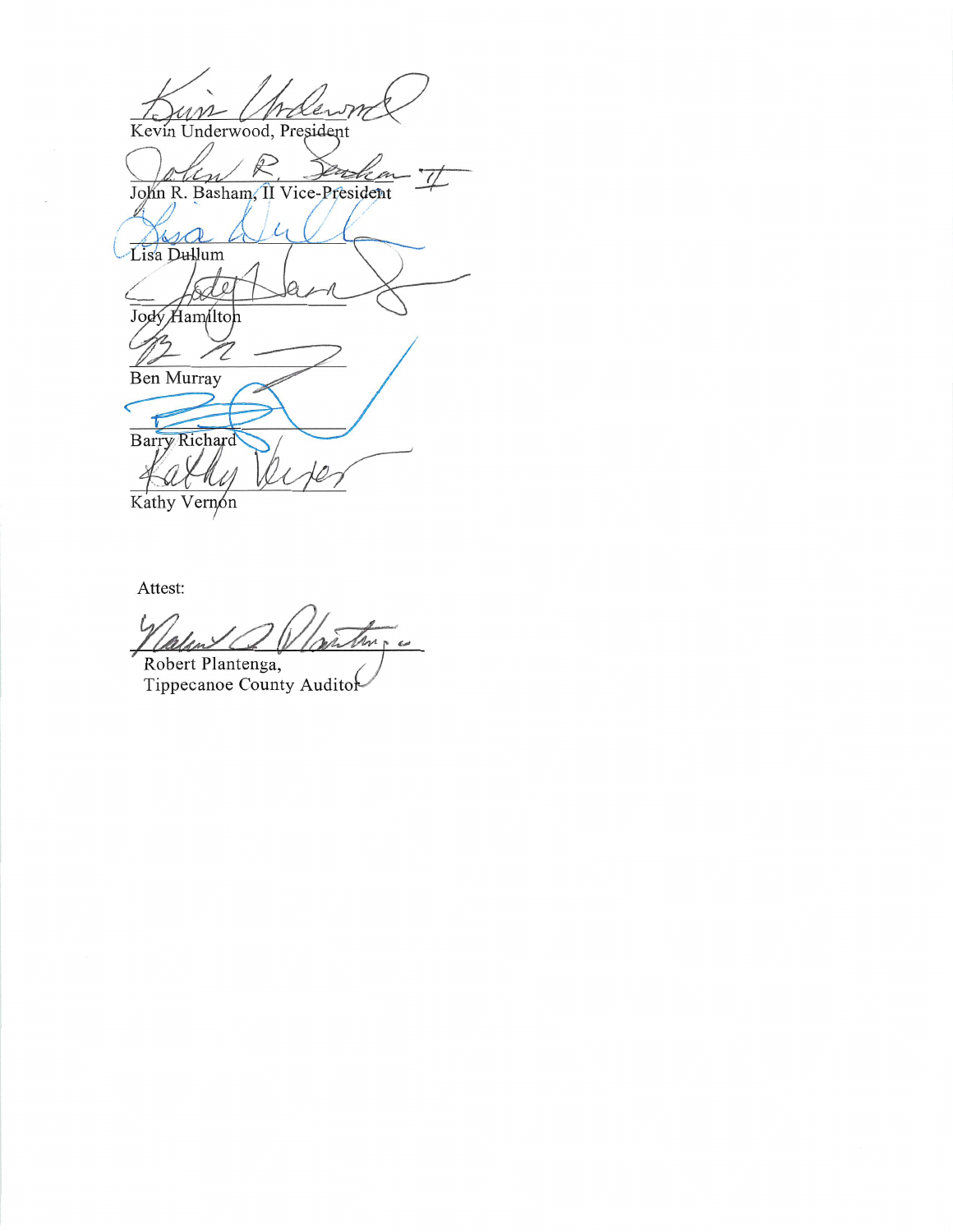Kevin Underwood, President

John R. Basham, II Vice-President

Lisa Dullum

Jody Hamilton

Ben Murray

Barry Richard

Kathy Vernon

Attest:

Robert Plantenga,
Tippecanoe County Auditor